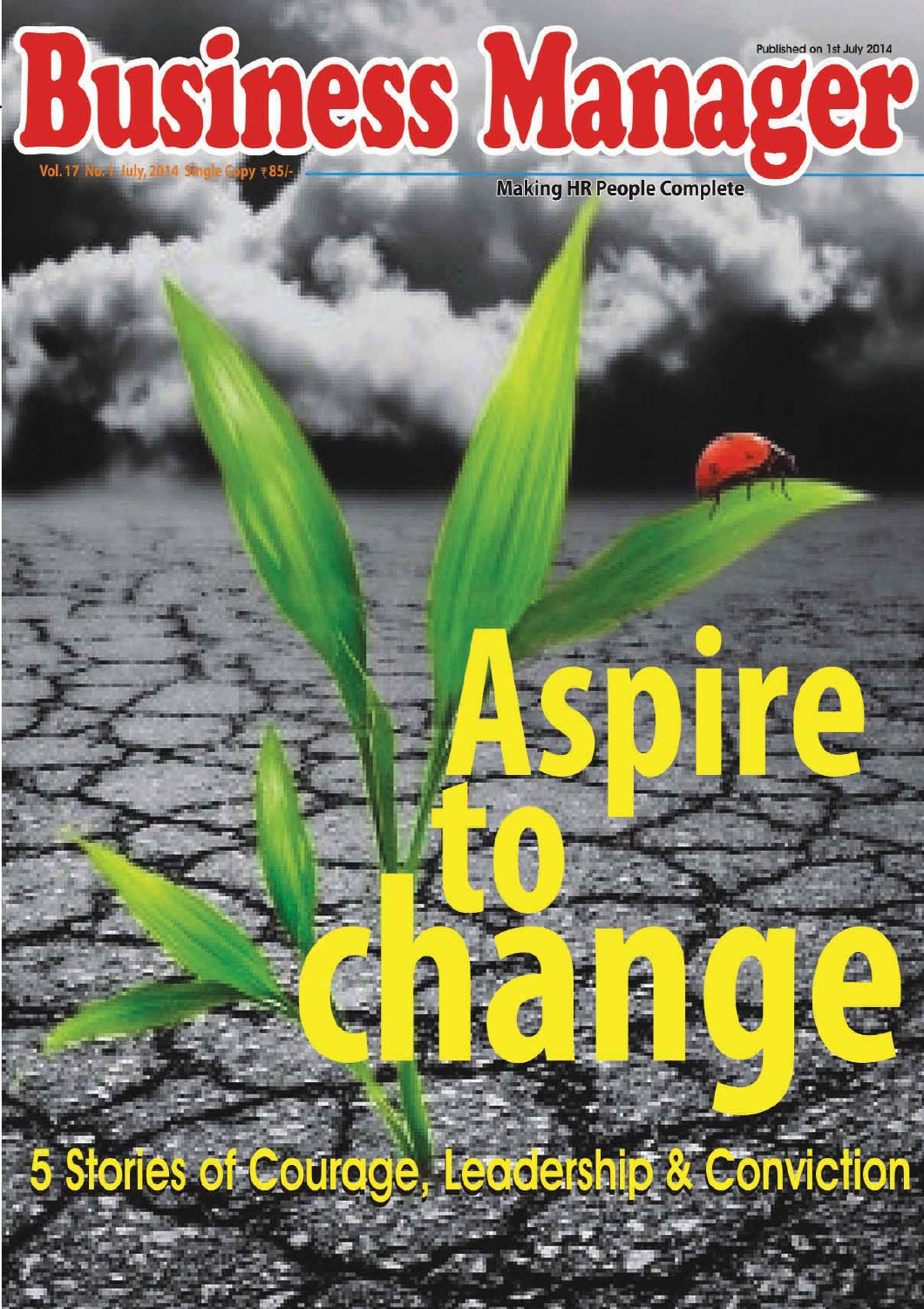Published on 1st July 2014

# Business Manager

Vol. 17 No. 1 July, 2014 Single Copy ₹85/-

Making HR People Complete

# Aspire to change

## 5 Stories of Courage, Leadership & Conviction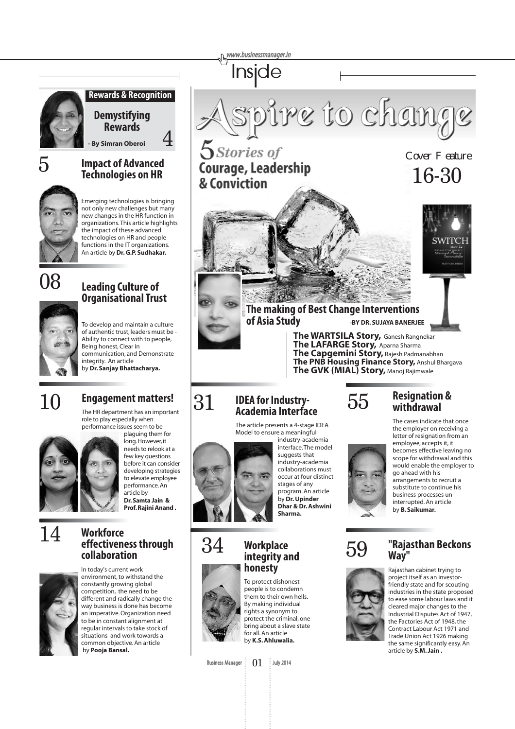# Inside

## Rewards & Recognition

### Demystifying Rewards

- By Simran Oberoi

4

## 5 Impact of Advanced Technologies on HR

Emerging technologies is bringing not only new challenges but many new changes in the HR function in organizations. This article highlights the impact of these advanced technologies on HR and people functions in the IT organizations. An article by **Dr. G.P. Sudhakar.**

## 08 Leading Culture of Organisational Trust

To develop and maintain a culture of authentic trust, leaders must be - Ability to connect with people, Being honest, Clear in communication, and Demonstrate integrity. An article by **Dr. Sanjay Bhattacharya.**

## 10 Engagement matters!

The HR department has an important role to play especially when performance issues seem to be plaguing them for long. However, it needs to relook at a few key questions before it can consider developing strategies to elevate employee performance. An article by **Dr. Samta Jain & Prof. Rajini Anand .**

## 14 Workforce effectiveness through collaboration

In today's current work environment, to withstand the constantly growing global competition, the need to be different and radically change the way business is done has become an imperative. Organization need to be in constant alignment at regular intervals to take stock of situations and work towards a common objective. An article by **Pooja Bansal.**

## Aspire to change

### 5 Stories of Courage, Leadership & Conviction

Cover Feature 16-30

SWITCH

**The making of Best Change Interventions of Asia Study** -BY DR. SUJAYA BANERJEE

- **The WARTSILA Story,** Ganesh Rangnekar
- **The LAFARGE Story,** Aparna Sharma
- **The Capgemini Story,** Rajesh Padmanabhan
- **The PNB Housing Finance Story,** Anshul Bhargava
- **The GVK (MIAL) Story,** Manoj Rajimwale

## 31 IDEA for Industry-Academia Interface

The article presents a 4-stage IDEA Model to ensure a meaningful industry-academia interface. The model suggests that industry-academia collaborations must occur at four distinct stages of any program. An article by **Dr. Upinder Dhar & Dr. Ashwini Sharma.**

## 34 Workplace integrity and honesty

To protect dishonest people is to condemn them to their own hells. By making individual rights a synonym to protect the criminal, one bring about a slave state for all. An article by **K.S. Ahluwalia.**

## 55 Resignation & withdrawal

The cases indicate that once the employer on receiving a letter of resignation from an employee, accepts it, it becomes effective leaving no scope for withdrawal and this would enable the employer to go ahead with his arrangements to recruit a substitute to continue his business processes un-interrupted. An article by **B. Saikumar.**

## 59 "Rajasthan Beckons Way"

Rajasthan cabinet trying to project itself as an investor-friendly state and for scouting industries in the state proposed to ease some labour laws and it cleared major changes to the Industrial Disputes Act of 1947, the Factories Act of 1948, the Contract Labour Act 1971 and Trade Union Act 1926 making the same significantly easy. An article by **S.M. Jain .**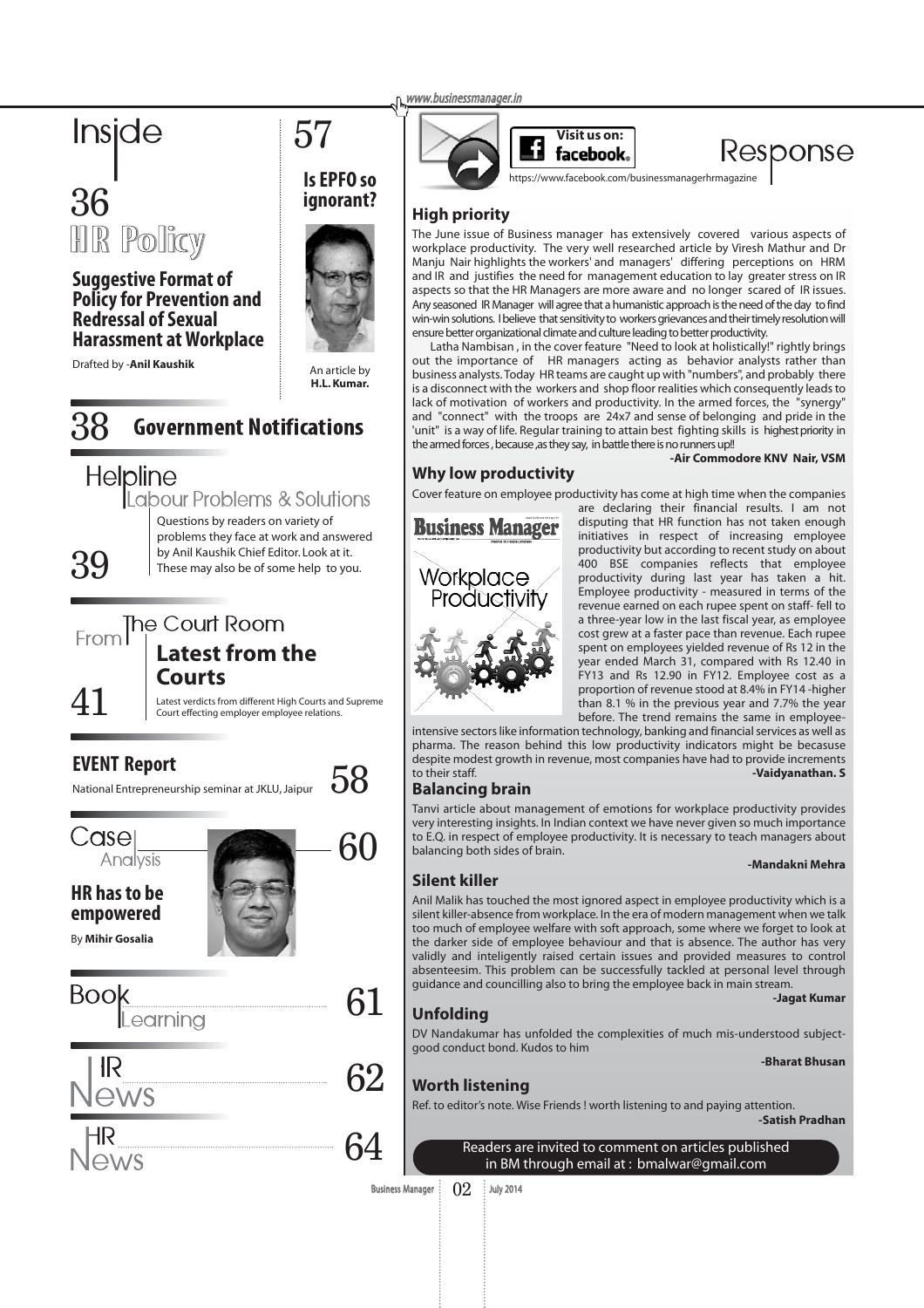# Inside

## 36 HR Policy

### Suggestive Format of Policy for Prevention and Redressal of Sexual Harassment at Workplace

Drafted by -**Anil Kaushik**

## 57

### Is EPFO so ignorant?

An article by **H.L. Kumar.**

## 38 Government Notifications

## 39 Helpline

### Labour Problems & Solutions

Questions by readers on variety of problems they face at work and answered by Anil Kaushik Chief Editor. Look at it. These may also be of some help to you.

## 41 From The Court Room

### Latest from the Courts

Latest verdicts from different High Courts and Supreme Court effecting employer employee relations.

## 58 EVENT Report

National Entrepreneurship seminar at JKLU, Jaipur

## 60 Case Analysis

### HR has to be empowered

By **Mihir Gosalia**

## 61 Book Learning

## 62 IR News

## 64 HR News

---

Visit us on: facebook. https://www.facebook.com/businessmanagerhrmagazine

# Response

### High priority

The June issue of Business manager has extensively covered various aspects of workplace productivity. The very well researched article by Viresh Mathur and Dr Manju Nair highlights the workers' and managers' differing perceptions on HRM and IR and justifies the need for management education to lay greater stress on IR aspects so that the HR Managers are more aware and no longer scared of IR issues. Any seasoned IR Manager will agree that a humanistic approach is the need of the day to find win-win solutions. I believe that sensitivity to workers grievances and their timely resolution will ensure better organizational climate and culture leading to better productivity.

Latha Nambisan , in the cover feature "Need to look at holistically!" rightly brings out the importance of HR managers acting as behavior analysts rather than business analysts. Today HR teams are caught up with "numbers", and probably there is a disconnect with the workers and shop floor realities which consequently leads to lack of motivation of workers and productivity. In the armed forces, the "synergy" and "connect" with the troops are 24x7 and sense of belonging and pride in the 'unit" is a way of life. Regular training to attain best fighting skills is highest priority in the armed forces , because ,as they say, in battle there is no runners up!!

**-Air Commodore KNV Nair, VSM**

### Why low productivity

Cover feature on employee productivity has come at high time when the companies are declaring their financial results. I am not disputing that HR function has not taken enough initiatives in respect of increasing employee productivity but according to recent study on about 400 BSE companies reflects that employee productivity during last year has taken a hit. Employee productivity - measured in terms of the revenue earned on each rupee spent on staff- fell to a three-year low in the last fiscal year, as employee cost grew at a faster pace than revenue. Each rupee spent on employees yielded revenue of Rs 12 in the year ended March 31, compared with Rs 12.40 in FY13 and Rs 12.90 in FY12. Employee cost as a proportion of revenue stood at 8.4% in FY14 -higher than 8.1 % in the previous year and 7.7% the year before. The trend remains the same in employee-intensive sectors like information technology, banking and financial services as well as pharma. The reason behind this low productivity indicators might be becasuse despite modest growth in revenue, most companies have had to provide increments to their staff.

**-Vaidyanathan. S**

### Balancing brain

Tanvi article about management of emotions for workplace productivity provides very interesting insights. In Indian context we have never given so much importance to E.Q. in respect of employee productivity. It is necessary to teach managers about balancing both sides of brain.

**-Mandakni Mehra**

### Silent killer

Anil Malik has touched the most ignored aspect in employee productivity which is a silent killer-absence from workplace. In the era of modern management when we talk too much of employee welfare with soft approach, some where we forget to look at the darker side of employee behaviour and that is absence. The author has very validly and inteligently raised certain issues and provided measures to control absenteesim. This problem can be successfully tackled at personal level through guidance and councilling also to bring the employee back in main stream.

**-Jagat Kumar**

### Unfolding

DV Nandakumar has unfolded the complexities of much mis-understood subject-good conduct bond. Kudos to him

**-Bharat Bhusan**

### Worth listening

Ref. to editor's note. Wise Friends ! worth listening to and paying attention.

**-Satish Pradhan**

Readers are invited to comment on articles published in BM through email at : bmalwar@gmail.com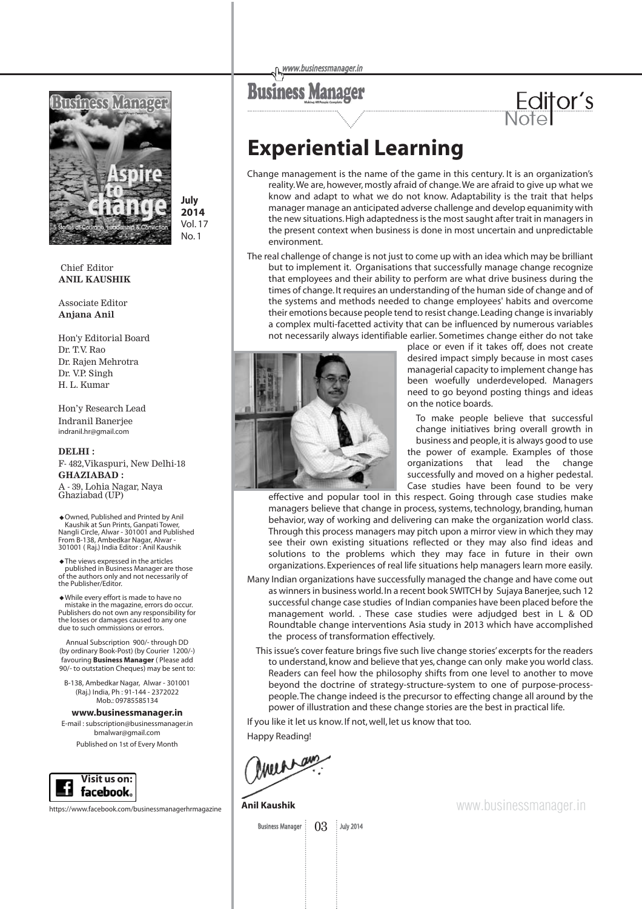July **2014** Vol. 17 No. 1

Chief Editor
**ANIL KAUSHIK**

Associate Editor
**Anjana Anil**

Hon'y Editorial Board
Dr. T.V. Rao
Dr. Rajen Mehrotra
Dr. V.P. Singh
H. L. Kumar

Hon'y Research Lead
Indranil Banerjee
indranil.hr@gmail.com

**DELHI :**
F- 482, Vikaspuri, New Delhi-18
**GHAZIABAD :**
A - 39, Lohia Nagar, Naya Ghaziabad (UP)

- Owned, Published and Printed by Anil Kaushik at Sun Prints, Ganpati Tower, Nangli Circle, Alwar - 301001 and Published From B-138, Ambedkar Nagar, Alwar - 301001 ( Raj.) India Editor : Anil Kaushik
- The views expressed in the articles published in Business Manager are those of the authors only and not necessarily of the Publisher/Editor.
- While every effort is made to have no mistake in the magazine, errors do occur. Publishers do not own any responsibility for the losses or damages caused to any one due to such ommissions or errors.

Annual Subscription 900/- through DD (by ordinary Book-Post) (by Courier 1200/-) favouring **Business Manager** ( Please add 90/- to outstation Cheques) may be sent to:

B-138, Ambedkar Nagar, Alwar - 301001 (Raj.) India, Ph : 91-144 - 2372022 Mob.: 09785585134

**www.businessmanager.in**
E-mail : subscription@businessmanager.in
bmalwar@gmail.com
Published on 1st of Every Month

Visit us on: facebook
https://www.facebook.com/businessmanagerhrmagazine

## Editor's Note

# Experiential Learning

Change management is the name of the game in this century. It is an organization's reality. We are, however, mostly afraid of change. We are afraid to give up what we know and adapt to what we do not know. Adaptability is the trait that helps manager manage an anticipated adverse challenge and develop equanimity with the new situations. High adaptedness is the most saught after trait in managers in the present context when business is done in most uncertain and unpredictable environment.

The real challenge of change is not just to come up with an idea which may be brilliant but to implement it. Organisations that successfully manage change recognize that employees and their ability to perform are what drive business during the times of change. It requires an understanding of the human side of change and of the systems and methods needed to change employees' habits and overcome their emotions because people tend to resist change. Leading change is invariably a complex multi-facetted activity that can be influenced by numerous variables not necessarily always identifiable earlier. Sometimes change either do not take place or even if it takes off, does not create desired impact simply because in most cases managerial capacity to implement change has been woefully underdeveloped. Managers need to go beyond posting things and ideas on the notice boards.

To make people believe that successful change initiatives bring overall growth in business and people, it is always good to use the power of example. Examples of those organizations that lead the change successfully and moved on a higher pedestal. Case studies have been found to be very effective and popular tool in this respect. Going through case studies make managers believe that change in process, systems, technology, branding, human behavior, way of working and delivering can make the organization world class. Through this process managers may pitch upon a mirror view in which they may see their own existing situations reflected or they may also find ideas and solutions to the problems which they may face in future in their own organizations. Experiences of real life situations helps managers learn more easily.

Many Indian organizations have successfully managed the change and have come out as winners in business world. In a recent book SWITCH by Sujaya Banerjee, such 12 successful change case studies of Indian companies have been placed before the management world. . These case studies were adjudged best in L & OD Roundtable change interventions Asia study in 2013 which have accomplished the process of transformation effectively.

This issue's cover feature brings five such live change stories' excerpts for the readers to understand, know and believe that yes, change can only make you world class. Readers can feel how the philosophy shifts from one level to another to move beyond the doctrine of strategy-structure-system to one of purpose-process-people. The change indeed is the precursor to effecting change all around by the power of illustration and these change stories are the best in practical life.

If you like it let us know. If not, well, let us know that too.

Happy Reading!

**Anil Kaushik**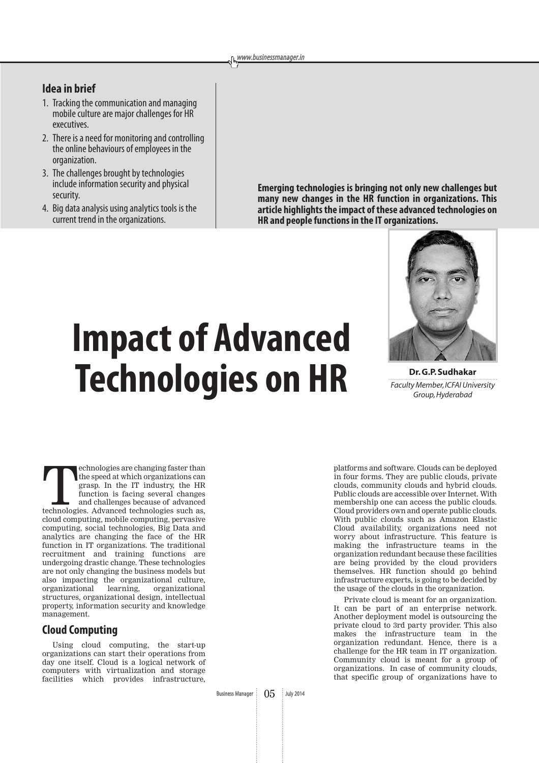## Idea in brief

1. Tracking the communication and managing mobile culture are major challenges for HR executives.
2. There is a need for monitoring and controlling the online behaviours of employees in the organization.
3. The challenges brought by technologies include information security and physical security.
4. Big data analysis using analytics tools is the current trend in the organizations.

**Emerging technologies is bringing not only new challenges but many new changes in the HR function in organizations. This article highlights the impact of these advanced technologies on HR and people functions in the IT organizations.**

# Impact of Advanced Technologies on HR

**Dr. G.P. Sudhakar**
*Faculty Member, ICFAI University Group, Hyderabad*

Technologies are changing faster than the speed at which organizations can grasp. In the IT industry, the HR function is facing several changes and challenges because of advanced technologies. Advanced technologies such as, cloud computing, mobile computing, pervasive computing, social technologies, Big Data and analytics are changing the face of the HR function in IT organizations. The traditional recruitment and training functions are undergoing drastic change. These technologies are not only changing the business models but also impacting the organizational culture, organizational learning, organizational structures, organizational design, intellectual property, information security and knowledge management.

## Cloud Computing

Using cloud computing, the start-up organizations can start their operations from day one itself. Cloud is a logical network of computers with virtualization and storage facilities which provides infrastructure, platforms and software. Clouds can be deployed in four forms. They are public clouds, private clouds, community clouds and hybrid clouds. Public clouds are accessible over Internet. With membership one can access the public clouds. Cloud providers own and operate public clouds. With public clouds such as Amazon Elastic Cloud availability, organizations need not worry about infrastructure. This feature is making the infrastructure teams in the organization redundant because these facilities are being provided by the cloud providers themselves. HR function should go behind infrastructure experts, is going to be decided by the usage of the clouds in the organization.

Private cloud is meant for an organization. It can be part of an enterprise network. Another deployment model is outsourcing the private cloud to 3rd party provider. This also makes the infrastructure team in the organization redundant. Hence, there is a challenge for the HR team in IT organization. Community cloud is meant for a group of organizations. In case of community clouds, that specific group of organizations have to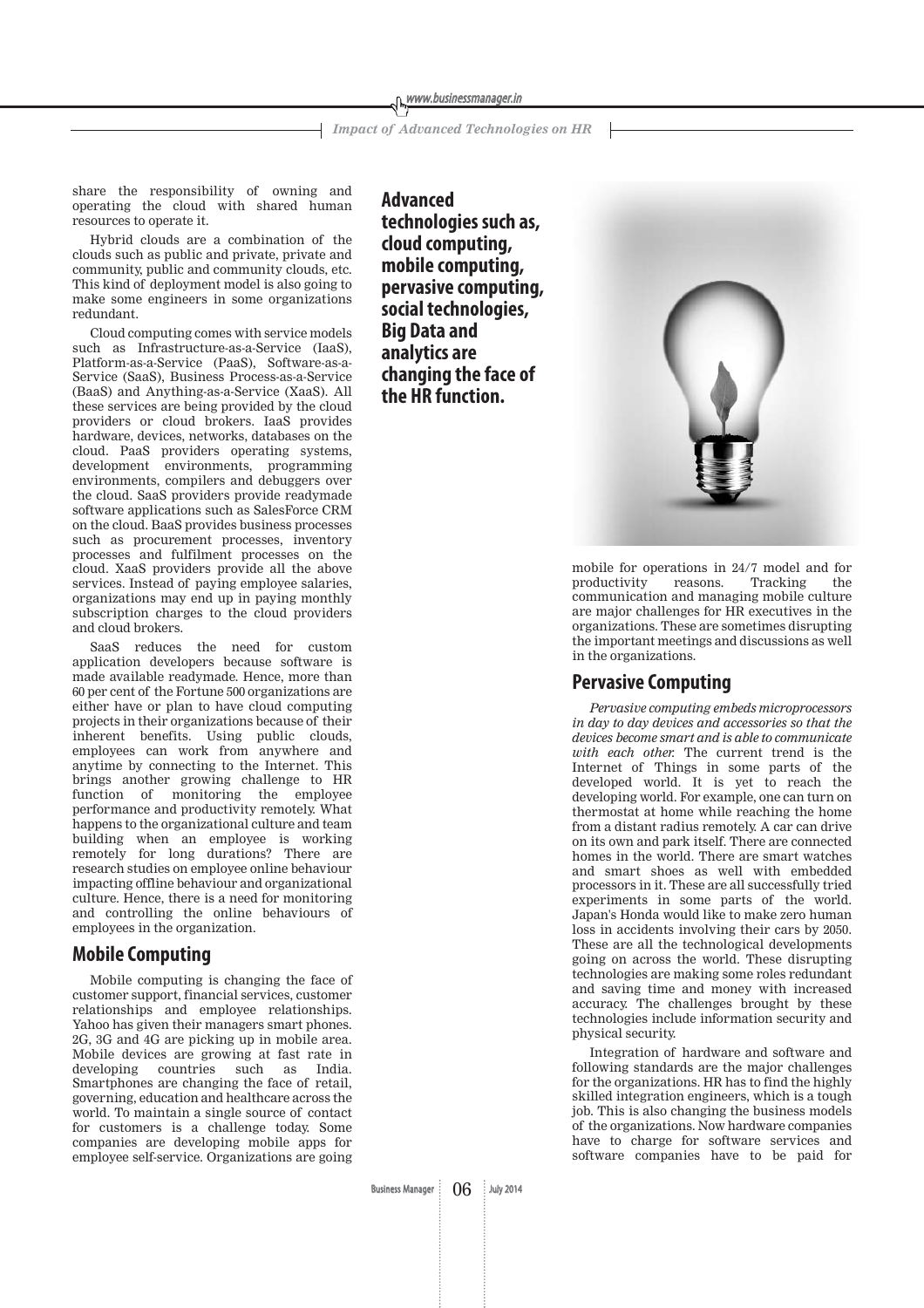share the responsibility of owning and operating the cloud with shared human resources to operate it.

Hybrid clouds are a combination of the clouds such as public and private, private and community, public and community clouds, etc. This kind of deployment model is also going to make some engineers in some organizations redundant.

Cloud computing comes with service models such as Infrastructure-as-a-Service (IaaS), Platform-as-a-Service (PaaS), Software-as-a-Service (SaaS), Business Process-as-a-Service (BaaS) and Anything-as-a-Service (XaaS). All these services are being provided by the cloud providers or cloud brokers. IaaS provides hardware, devices, networks, databases on the cloud. PaaS providers operating systems, development environments, programming environments, compilers and debuggers over the cloud. SaaS providers provide readymade software applications such as SalesForce CRM on the cloud. BaaS provides business processes such as procurement processes, inventory processes and fulfilment processes on the cloud. XaaS providers provide all the above services. Instead of paying employee salaries, organizations may end up in paying monthly subscription charges to the cloud providers and cloud brokers.

SaaS reduces the need for custom application developers because software is made available readymade. Hence, more than 60 per cent of the Fortune 500 organizations are either have or plan to have cloud computing projects in their organizations because of their inherent benefits. Using public clouds, employees can work from anywhere and anytime by connecting to the Internet. This brings another growing challenge to HR function of monitoring the employee performance and productivity remotely. What happens to the organizational culture and team building when an employee is working remotely for long durations? There are research studies on employee online behaviour impacting offline behaviour and organizational culture. Hence, there is a need for monitoring and controlling the online behaviours of employees in the organization.

**Advanced technologies such as, cloud computing, mobile computing, pervasive computing, social technologies, Big Data and analytics are changing the face of the HR function.**

## Mobile Computing

Mobile computing is changing the face of customer support, financial services, customer relationships and employee relationships. Yahoo has given their managers smart phones. 2G, 3G and 4G are picking up in mobile area. Mobile devices are growing at fast rate in developing countries such as India. Smartphones are changing the face of retail, governing, education and healthcare across the world. To maintain a single source of contact for customers is a challenge today. Some companies are developing mobile apps for employee self-service. Organizations are going mobile for operations in 24/7 model and for productivity reasons. Tracking the communication and managing mobile culture are major challenges for HR executives in the organizations. These are sometimes disrupting the important meetings and discussions as well in the organizations.

## Pervasive Computing

*Pervasive computing embeds microprocessors in day to day devices and accessories so that the devices become smart and is able to communicate with each other.* The current trend is the Internet of Things in some parts of the developed world. It is yet to reach the developing world. For example, one can turn on thermostat at home while reaching the home from a distant radius remotely. A car can drive on its own and park itself. There are connected homes in the world. There are smart watches and smart shoes as well with embedded processors in it. These are all successfully tried experiments in some parts of the world. Japan's Honda would like to make zero human loss in accidents involving their cars by 2050. These are all the technological developments going on across the world. These disrupting technologies are making some roles redundant and saving time and money with increased accuracy. The challenges brought by these technologies include information security and physical security.

Integration of hardware and software and following standards are the major challenges for the organizations. HR has to find the highly skilled integration engineers, which is a tough job. This is also changing the business models of the organizations. Now hardware companies have to charge for software services and software companies have to be paid for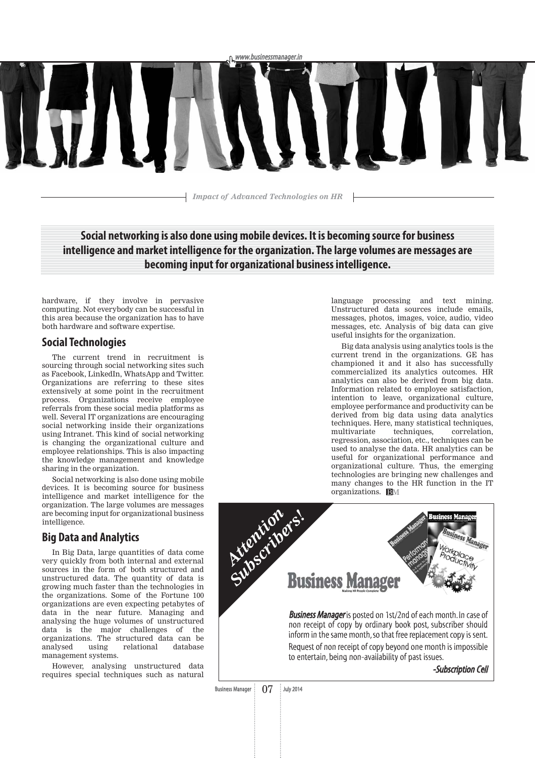> **Social networking is also done using mobile devices. It is becoming source for business intelligence and market intelligence for the organization. The large volumes are messages are becoming input for organizational business intelligence.**

hardware, if they involve in pervasive computing. Not everybody can be successful in this area because the organization has to have both hardware and software expertise.

## Social Technologies

The current trend in recruitment is sourcing through social networking sites such as Facebook, LinkedIn, WhatsApp and Twitter. Organizations are referring to these sites extensively at some point in the recruitment process. Organizations receive employee referrals from these social media platforms as well. Several IT organizations are encouraging social networking inside their organizations using Intranet. This kind of social networking is changing the organizational culture and employee relationships. This is also impacting the knowledge management and knowledge sharing in the organization.

Social networking is also done using mobile devices. It is becoming source for business intelligence and market intelligence for the organization. The large volumes are messages are becoming input for organizational business intelligence.

## Big Data and Analytics

In Big Data, large quantities of data come very quickly from both internal and external sources in the form of both structured and unstructured data. The quantity of data is growing much faster than the technologies in the organizations. Some of the Fortune 100 organizations are even expecting petabytes of data in the near future. Managing and analysing the huge volumes of unstructured data is the major challenges of the organizations. The structured data can be analysed using relational database management systems.

However, analysing unstructured data requires special techniques such as natural language processing and text mining. Unstructured data sources include emails, messages, photos, images, voice, audio, video messages, etc. Analysis of big data can give useful insights for the organization.

Big data analysis using analytics tools is the current trend in the organizations. GE has championed it and it also has successfully commercialized its analytics outcomes. HR analytics can also be derived from big data. Information related to employee satisfaction, intention to leave, organizational culture, employee performance and productivity can be derived from big data using data analytics techniques. Here, many statistical techniques, multivariate techniques, correlation, regression, association, etc., techniques can be used to analyse the data. HR analytics can be useful for organizational performance and organizational culture. Thus, the emerging technologies are bringing new challenges and many changes to the HR function in the IT organizations. BM

---

**Attention Subscribers!**

**Business Manager**

*Making HR People Complete*

***Business Manager*** is posted on 1st/2nd of each month. In case of non receipt of copy by ordinary book post, subscriber should inform in the same month, so that free replacement copy is sent. Request of non receipt of copy beyond one month is impossible to entertain, being non-availability of past issues.

*-Subscription Cell*